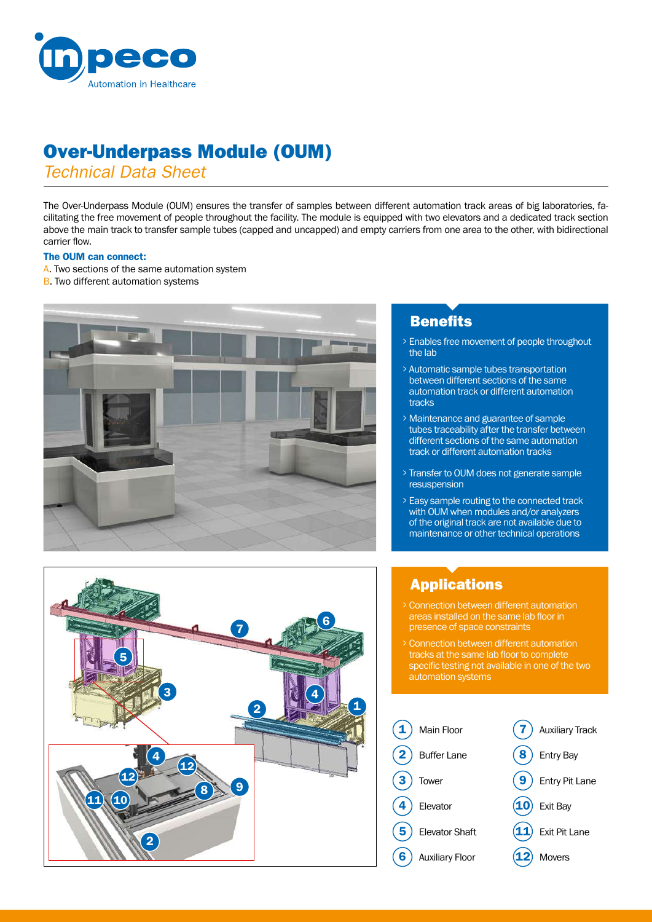# Over-Underpass Module (OUM)

*Technical Data Sheet*

The Over-Underpass Module (OUM) ensures the transfer of samples between different automation track areas of big laboratories, facilitating the free movement of people throughout the facility. The module is equipped with two elevators and a dedicated track section above the main track to transfer sample tubes (capped and uncapped) and empty carriers from one area to the other, with bidirectional carrier flow.

**The OUM can connect:**

A. Two sections of the same automation system
B. Two different automation systems

## Benefits

- Enables free movement of people throughout the lab
- Automatic sample tubes transportation between different sections of the same automation track or different automation tracks
- Maintenance and guarantee of sample tubes traceability after the transfer between different sections of the same automation track or different automation tracks
- Transfer to OUM does not generate sample resuspension
- Easy sample routing to the connected track with OUM when modules and/or analyzers of the original track are not available due to maintenance or other technical operations

## Applications

- Connection between different automation areas installed on the same lab floor in presence of space constraints
- Connection between different automation tracks at the same lab floor to complete specific testing not available in one of the two automation systems

1. Main Floor
2. Buffer Lane
3. Tower
4. Elevator
5. Elevator Shaft
6. Auxiliary Floor
7. Auxiliary Track
8. Entry Bay
9. Entry Pit Lane
10. Exit Bay
11. Exit Pit Lane
12. Movers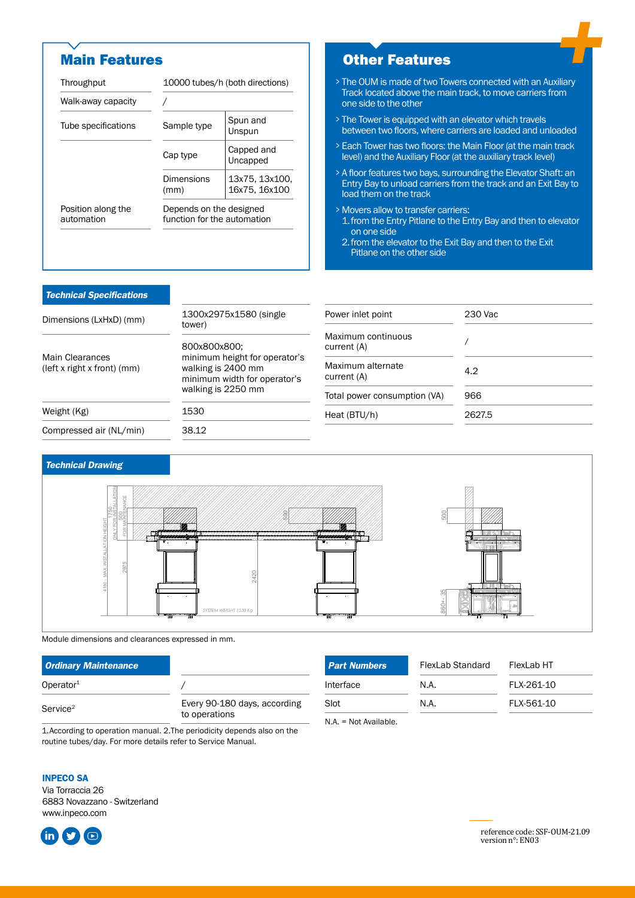## Main Features

| | | |
|---|---|---|
| Throughput | 10000 tubes/h (both directions) | |
| Walk-away capacity | / | |
| Tube specifications | Sample type | Spun and Unspun |
| | Cap type | Capped and Uncapped |
| | Dimensions (mm) | 13x75, 13x100, 16x75, 16x100 |
| Position along the automation | Depends on the designed function for the automation | |

## Other Features

- The OUM is made of two Towers connected with an Auxiliary Track located above the main track, to move carriers from one side to the other
- The Tower is equipped with an elevator which travels between two floors, where carriers are loaded and unloaded
- Each Tower has two floors: the Main Floor (at the main track level) and the Auxiliary Floor (at the auxiliary track level)
- A floor features two bays, surrounding the Elevator Shaft: an Entry Bay to unload carriers from the track and an Exit Bay to load them on the track
- Movers allow to transfer carriers:
  1. from the Entry Pitlane to the Entry Bay and then to elevator on one side
  2. from the elevator to the Exit Bay and then to the Exit Pitlane on the other side

### *Technical Specifications*

| | |
|---|---|
| Dimensions (LxHxD) (mm) | 1300x2975x1580 (single tower) |
| Main Clearances (left x right x front) (mm) | 800x800x800; minimum height for operator's walking is 2400 mm minimum width for operator's walking is 2250 mm |
| Weight (Kg) | 1530 |
| Compressed air (NL/min) | 38.12 |

| | |
|---|---|
| Power inlet point | 230 Vac |
| Maximum continuous current (A) | / |
| Maximum alternate current (A) | 4.2 |
| Total power consumption (VA) | 966 |
| Heat (BTU/h) | 2627.5 |

### *Technical Drawing*

4180 - MAX INSTALLATION HEIGHT
1750 ONLY FOR INSTALLATION
500 FOR MAINTENANCE
2975
500
2420
SYSTEM WEIGHT 1530 Kg
500
860+- 35

Module dimensions and clearances expressed in mm.

### *Ordinary Maintenance*

| | |
|---|---|
| Operator[1] | / |
| Service[2] | Every 90-180 days, according to operations |

1.According to operation manual. 2.The periodicity depends also on the routine tubes/day. For more details refer to Service Manual.

### *Part Numbers*

| | FlexLab Standard | FlexLab HT |
|---|---|---|
| Interface | N.A. | FLX-261-10 |
| Slot | N.A. | FLX-561-10 |

N.A. = Not Available.

**INPECO SA**
Via Torraccia 26
6883 Novazzano - Switzerland
www.inpeco.com

reference code: SSF-OUM-21.09
version n°: EN03